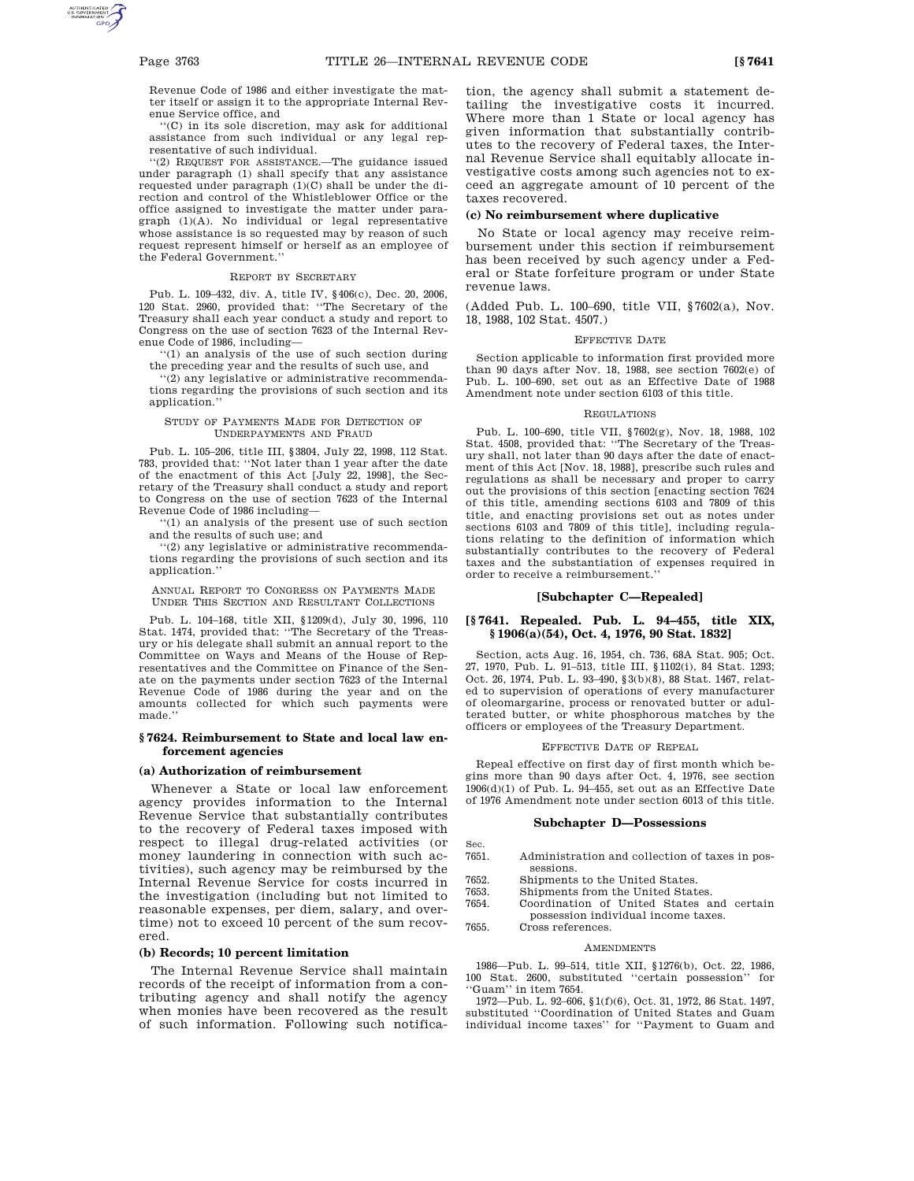Revenue Code of 1986 and either investigate the matter itself or assign it to the appropriate Internal Revenue Service office, and

"(C) in its sole discretion, may ask for additional assistance from such individual or any legal representative of such individual.

"(2) REQUEST FOR ASSISTANCE.—The guidance issued under paragraph (1) shall specify that any assistance requested under paragraph (1)(C) shall be under the direction and control of the Whistleblower Office or the office assigned to investigate the matter under paragraph (1)(A). No individual or legal representative whose assistance is so requested may by reason of such request represent himself or herself as an employee of the Federal Government."

REPORT BY SECRETARY

Pub. L. 109–432, div. A, title IV, §406(c), Dec. 20, 2006, 120 Stat. 2960, provided that: "The Secretary of the Treasury shall each year conduct a study and report to Congress on the use of section 7623 of the Internal Revenue Code of 1986, including—

"(1) an analysis of the use of such section during the preceding year and the results of such use, and

"(2) any legislative or administrative recommendations regarding the provisions of such section and its application."

STUDY OF PAYMENTS MADE FOR DETECTION OF UNDERPAYMENTS AND FRAUD

Pub. L. 105–206, title III, §3804, July 22, 1998, 112 Stat. 783, provided that: "Not later than 1 year after the date of the enactment of this Act [July 22, 1998], the Secretary of the Treasury shall conduct a study and report to Congress on the use of section 7623 of the Internal Revenue Code of 1986 including—

"(1) an analysis of the present use of such section and the results of such use; and

"(2) any legislative or administrative recommendations regarding the provisions of such section and its application."

ANNUAL REPORT TO CONGRESS ON PAYMENTS MADE UNDER THIS SECTION AND RESULTANT COLLECTIONS

Pub. L. 104–168, title XII, §1209(d), July 30, 1996, 110 Stat. 1474, provided that: "The Secretary of the Treasury or his delegate shall submit an annual report to the Committee on Ways and Means of the House of Representatives and the Committee on Finance of the Senate on the payments under section 7623 of the Internal Revenue Code of 1986 during the year and on the amounts collected for which such payments were made."

### §7624. Reimbursement to State and local law enforcement agencies

#### (a) Authorization of reimbursement

Whenever a State or local law enforcement agency provides information to the Internal Revenue Service that substantially contributes to the recovery of Federal taxes imposed with respect to illegal drug-related activities (or money laundering in connection with such activities), such agency may be reimbursed by the Internal Revenue Service for costs incurred in the investigation (including but not limited to reasonable expenses, per diem, salary, and overtime) not to exceed 10 percent of the sum recovered.

#### (b) Records; 10 percent limitation

The Internal Revenue Service shall maintain records of the receipt of information from a contributing agency and shall notify the agency when monies have been recovered as the result of such information. Following such notification, the agency shall submit a statement detailing the investigative costs it incurred. Where more than 1 State or local agency has given information that substantially contributes to the recovery of Federal taxes, the Internal Revenue Service shall equitably allocate investigative costs among such agencies not to exceed an aggregate amount of 10 percent of the taxes recovered.

#### (c) No reimbursement where duplicative

No State or local agency may receive reimbursement under this section if reimbursement has been received by such agency under a Federal or State forfeiture program or under State revenue laws.

(Added Pub. L. 100–690, title VII, §7602(a), Nov. 18, 1988, 102 Stat. 4507.)

EFFECTIVE DATE

Section applicable to information first provided more than 90 days after Nov. 18, 1988, see section 7602(e) of Pub. L. 100–690, set out as an Effective Date of 1988 Amendment note under section 6103 of this title.

REGULATIONS

Pub. L. 100–690, title VII, §7602(g), Nov. 18, 1988, 102 Stat. 4508, provided that: "The Secretary of the Treasury shall, not later than 90 days after the date of enactment of this Act [Nov. 18, 1988], prescribe such rules and regulations as shall be necessary and proper to carry out the provisions of this section [enacting section 7624 of this title, amending sections 6103 and 7809 of this title, and enacting provisions set out as notes under sections 6103 and 7809 of this title], including regulations relating to the definition of information which substantially contributes to the recovery of Federal taxes and the substantiation of expenses required in order to receive a reimbursement."

## [Subchapter C—Repealed]

### [§7641. Repealed. Pub. L. 94–455, title XIX, §1906(a)(54), Oct. 4, 1976, 90 Stat. 1832]

Section, acts Aug. 16, 1954, ch. 736, 68A Stat. 905; Oct. 27, 1970, Pub. L. 91–513, title III, §1102(i), 84 Stat. 1293; Oct. 26, 1974, Pub. L. 93–490, §3(b)(8), 88 Stat. 1467, related to supervision of operations of every manufacturer of oleomargarine, process or renovated butter or adulterated butter, or white phosphorous matches by the officers or employees of the Treasury Department.

EFFECTIVE DATE OF REPEAL

Repeal effective on first day of first month which begins more than 90 days after Oct. 4, 1976, see section 1906(d)(1) of Pub. L. 94–455, set out as an Effective Date of 1976 Amendment note under section 6013 of this title.

## Subchapter D—Possessions

Sec.
- 7651. Administration and collection of taxes in possessions.
- 7652. Shipments to the United States.
- 7653. Shipments from the United States.
- 7654. Coordination of United States and certain possession individual income taxes.
- 7655. Cross references.

AMENDMENTS

1986—Pub. L. 99–514, title XII, §1276(b), Oct. 22, 1986, 100 Stat. 2600, substituted "certain possession" for "Guam" in item 7654.

1972—Pub. L. 92–606, §1(f)(6), Oct. 31, 1972, 86 Stat. 1497, substituted "Coordination of United States and Guam individual income taxes" for "Payment to Guam and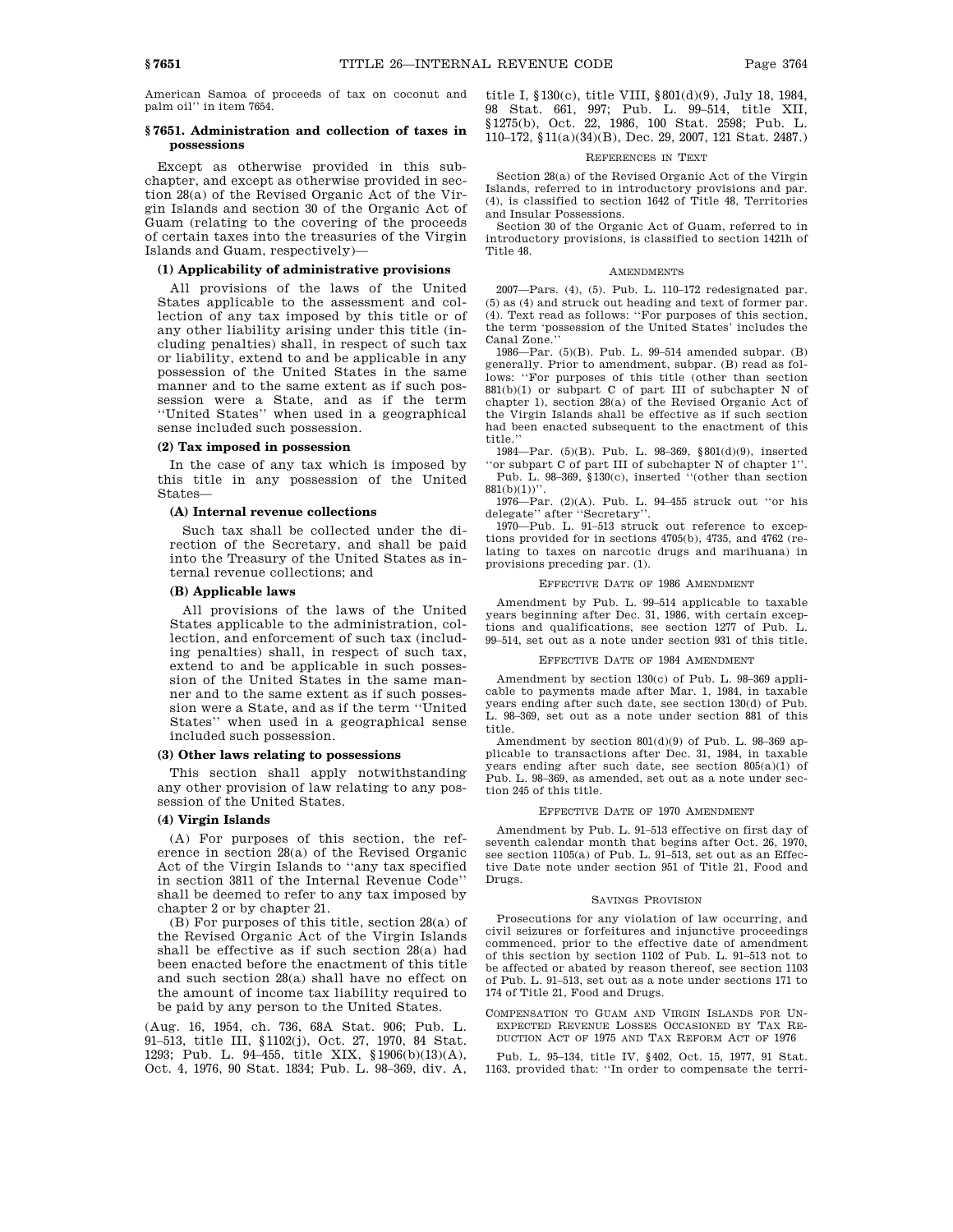American Samoa of proceeds of tax on coconut and palm oil'' in item 7654.

## § 7651. Administration and collection of taxes in possessions

Except as otherwise provided in this subchapter, and except as otherwise provided in section 28(a) of the Revised Organic Act of the Virgin Islands and section 30 of the Organic Act of Guam (relating to the covering of the proceeds of certain taxes into the treasuries of the Virgin Islands and Guam, respectively)—

### (1) Applicability of administrative provisions

All provisions of the laws of the United States applicable to the assessment and collection of any tax imposed by this title or of any other liability arising under this title (including penalties) shall, in respect of such tax or liability, extend to and be applicable in any possession of the United States in the same manner and to the same extent as if such possession were a State, and as if the term ''United States'' when used in a geographical sense included such possession.

### (2) Tax imposed in possession

In the case of any tax which is imposed by this title in any possession of the United States—

#### (A) Internal revenue collections

Such tax shall be collected under the direction of the Secretary, and shall be paid into the Treasury of the United States as internal revenue collections; and

#### (B) Applicable laws

All provisions of the laws of the United States applicable to the administration, collection, and enforcement of such tax (including penalties) shall, in respect of such tax, extend to and be applicable in such possession of the United States in the same manner and to the same extent as if such possession were a State, and as if the term ''United States'' when used in a geographical sense included such possession.

### (3) Other laws relating to possessions

This section shall apply notwithstanding any other provision of law relating to any possession of the United States.

### (4) Virgin Islands

(A) For purposes of this section, the reference in section 28(a) of the Revised Organic Act of the Virgin Islands to ''any tax specified in section 3811 of the Internal Revenue Code'' shall be deemed to refer to any tax imposed by chapter 2 or by chapter 21.

(B) For purposes of this title, section 28(a) of the Revised Organic Act of the Virgin Islands shall be effective as if such section 28(a) had been enacted before the enactment of this title and such section 28(a) shall have no effect on the amount of income tax liability required to be paid by any person to the United States.

(Aug. 16, 1954, ch. 736, 68A Stat. 906; Pub. L. 91–513, title III, §1102(j), Oct. 27, 1970, 84 Stat. 1293; Pub. L. 94–455, title XIX, §1906(b)(13)(A), Oct. 4, 1976, 90 Stat. 1834; Pub. L. 98–369, div. A, title I, §130(c), title VIII, §801(d)(9), July 18, 1984, 98 Stat. 661, 997; Pub. L. 99–514, title XII, §1275(b), Oct. 22, 1986, 100 Stat. 2598; Pub. L. 110–172, §11(a)(34)(B), Dec. 29, 2007, 121 Stat. 2487.)

#### REFERENCES IN TEXT

Section 28(a) of the Revised Organic Act of the Virgin Islands, referred to in introductory provisions and par. (4), is classified to section 1642 of Title 48, Territories and Insular Possessions.

Section 30 of the Organic Act of Guam, referred to in introductory provisions, is classified to section 1421h of Title 48.

#### AMENDMENTS

2007—Pars. (4), (5). Pub. L. 110–172 redesignated par. (5) as (4) and struck out heading and text of former par. (4). Text read as follows: ''For purposes of this section, the term 'possession of the United States' includes the Canal Zone.''

1986—Par. (5)(B). Pub. L. 99–514 amended subpar. (B) generally. Prior to amendment, subpar. (B) read as follows: ''For purposes of this title (other than section 881(b)(1) or subpart C of part III of subchapter N of chapter 1), section 28(a) of the Revised Organic Act of the Virgin Islands shall be effective as if such section had been enacted subsequent to the enactment of this title.''

1984—Par. (5)(B). Pub. L. 98–369, §801(d)(9), inserted ''or subpart C of part III of subchapter N of chapter 1''.

Pub. L. 98–369, §130(c), inserted ''(other than section 881(b)(1))''.

1976—Par. (2)(A). Pub. L. 94–455 struck out ''or his delegate'' after ''Secretary''.

1970—Pub. L. 91–513 struck out reference to exceptions provided for in sections 4705(b), 4735, and 4762 (relating to taxes on narcotic drugs and marihuana) in provisions preceding par. (1).

#### EFFECTIVE DATE OF 1986 AMENDMENT

Amendment by Pub. L. 99–514 applicable to taxable years beginning after Dec. 31, 1986, with certain exceptions and qualifications, see section 1277 of Pub. L. 99–514, set out as a note under section 931 of this title.

#### EFFECTIVE DATE OF 1984 AMENDMENT

Amendment by section 130(c) of Pub. L. 98–369 applicable to payments made after Mar. 1, 1984, in taxable years ending after such date, see section 130(d) of Pub. L. 98–369, set out as a note under section 881 of this title.

Amendment by section 801(d)(9) of Pub. L. 98–369 applicable to transactions after Dec. 31, 1984, in taxable years ending after such date, see section 805(a)(1) of Pub. L. 98–369, as amended, set out as a note under section 245 of this title.

#### EFFECTIVE DATE OF 1970 AMENDMENT

Amendment by Pub. L. 91–513 effective on first day of seventh calendar month that begins after Oct. 26, 1970, see section 1105(a) of Pub. L. 91–513, set out as an Effective Date note under section 951 of Title 21, Food and Drugs.

#### SAVINGS PROVISION

Prosecutions for any violation of law occurring, and civil seizures or forfeitures and injunctive proceedings commenced, prior to the effective date of amendment of this section by section 1102 of Pub. L. 91–513 not to be affected or abated by reason thereof, see section 1103 of Pub. L. 91–513, set out as a note under sections 171 to 174 of Title 21, Food and Drugs.

#### COMPENSATION TO GUAM AND VIRGIN ISLANDS FOR UNEXPECTED REVENUE LOSSES OCCASIONED BY TAX REDUCTION ACT OF 1975 AND TAX REFORM ACT OF 1976

Pub. L. 95–134, title IV, §402, Oct. 15, 1977, 91 Stat. 1163, provided that: ''In order to compensate the terri-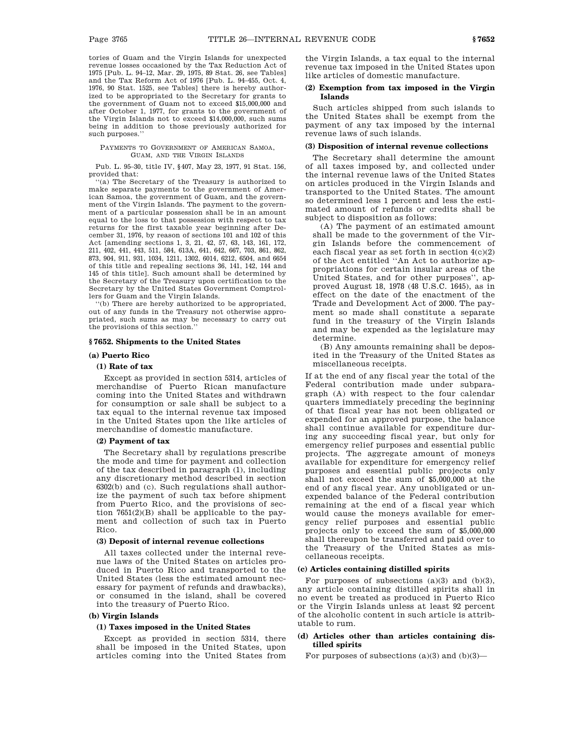tories of Guam and the Virgin Islands for unexpected revenue losses occasioned by the Tax Reduction Act of 1975 [Pub. L. 94–12, Mar. 29, 1975, 89 Stat. 26, see Tables] and the Tax Reform Act of 1976 [Pub. L. 94–455, Oct. 4, 1976, 90 Stat. 1525, see Tables] there is hereby authorized to be appropriated to the Secretary for grants to the government of Guam not to exceed $15,000,000 and after October 1, 1977, for grants to the government of the Virgin Islands not to exceed $14,000,000, such sums being in addition to those previously authorized for such purposes.''

PAYMENTS TO GOVERNMENT OF AMERICAN SAMOA, GUAM, AND THE VIRGIN ISLANDS

Pub. L. 95–30, title IV, §407, May 23, 1977, 91 Stat. 156, provided that:

''(a) The Secretary of the Treasury is authorized to make separate payments to the government of American Samoa, the government of Guam, and the government of the Virgin Islands. The payment to the government of a particular possession shall be in an amount equal to the loss to that possession with respect to tax returns for the first taxable year beginning after December 31, 1976, by reason of sections 101 and 102 of this Act [amending sections 1, 3, 21, 42, 57, 63, 143, 161, 172, 211, 402, 441, 443, 511, 584, 613A, 641, 642, 667, 703, 861, 862, 873, 904, 911, 931, 1034, 1211, 1302, 6014, 6212, 6504, and 6654 of this title and repealing sections 36, 141, 142, 144 and 145 of this title]. Such amount shall be determined by the Secretary of the Treasury upon certification to the Secretary by the United States Government Comptrollers for Guam and the Virgin Islands.

''(b) There are hereby authorized to be appropriated, out of any funds in the Treasury not otherwise appropriated, such sums as may be necessary to carry out the provisions of this section.''

## § 7652. Shipments to the United States

### (a) Puerto Rico

#### (1) Rate of tax

Except as provided in section 5314, articles of merchandise of Puerto Rican manufacture coming into the United States and withdrawn for consumption or sale shall be subject to a tax equal to the internal revenue tax imposed in the United States upon the like articles of merchandise of domestic manufacture.

#### (2) Payment of tax

The Secretary shall by regulations prescribe the mode and time for payment and collection of the tax described in paragraph (1), including any discretionary method described in section 6302(b) and (c). Such regulations shall authorize the payment of such tax before shipment from Puerto Rico, and the provisions of section 7651(2)(B) shall be applicable to the payment and collection of such tax in Puerto Rico.

#### (3) Deposit of internal revenue collections

All taxes collected under the internal revenue laws of the United States on articles produced in Puerto Rico and transported to the United States (less the estimated amount necessary for payment of refunds and drawbacks), or consumed in the island, shall be covered into the treasury of Puerto Rico.

### (b) Virgin Islands

#### (1) Taxes imposed in the United States

Except as provided in section 5314, there shall be imposed in the United States, upon articles coming into the United States from the Virgin Islands, a tax equal to the internal revenue tax imposed in the United States upon like articles of domestic manufacture.

#### (2) Exemption from tax imposed in the Virgin Islands

Such articles shipped from such islands to the United States shall be exempt from the payment of any tax imposed by the internal revenue laws of such islands.

#### (3) Disposition of internal revenue collections

The Secretary shall determine the amount of all taxes imposed by, and collected under the internal revenue laws of the United States on articles produced in the Virgin Islands and transported to the United States. The amount so determined less 1 percent and less the estimated amount of refunds or credits shall be subject to disposition as follows:

(A) The payment of an estimated amount shall be made to the government of the Virgin Islands before the commencement of each fiscal year as set forth in section 4(c)(2) of the Act entitled ''An Act to authorize appropriations for certain insular areas of the United States, and for other purposes'', approved August 18, 1978 (48 U.S.C. 1645), as in effect on the date of the enactment of the Trade and Development Act of 2000. The payment so made shall constitute a separate fund in the treasury of the Virgin Islands and may be expended as the legislature may determine.

(B) Any amounts remaining shall be deposited in the Treasury of the United States as miscellaneous receipts.

If at the end of any fiscal year the total of the Federal contribution made under subparagraph (A) with respect to the four calendar quarters immediately preceding the beginning of that fiscal year has not been obligated or expended for an approved purpose, the balance shall continue available for expenditure during any succeeding fiscal year, but only for emergency relief purposes and essential public projects. The aggregate amount of moneys available for expenditure for emergency relief purposes and essential public projects only shall not exceed the sum of $5,000,000 at the end of any fiscal year. Any unobligated or unexpended balance of the Federal contribution remaining at the end of a fiscal year which would cause the moneys available for emergency relief purposes and essential public projects only to exceed the sum of $5,000,000 shall thereupon be transferred and paid over to the Treasury of the United States as miscellaneous receipts.

### (c) Articles containing distilled spirits

For purposes of subsections (a)(3) and (b)(3), any article containing distilled spirits shall in no event be treated as produced in Puerto Rico or the Virgin Islands unless at least 92 percent of the alcoholic content in such article is attributable to rum.

### (d) Articles other than articles containing distilled spirits

For purposes of subsections (a)(3) and (b)(3)—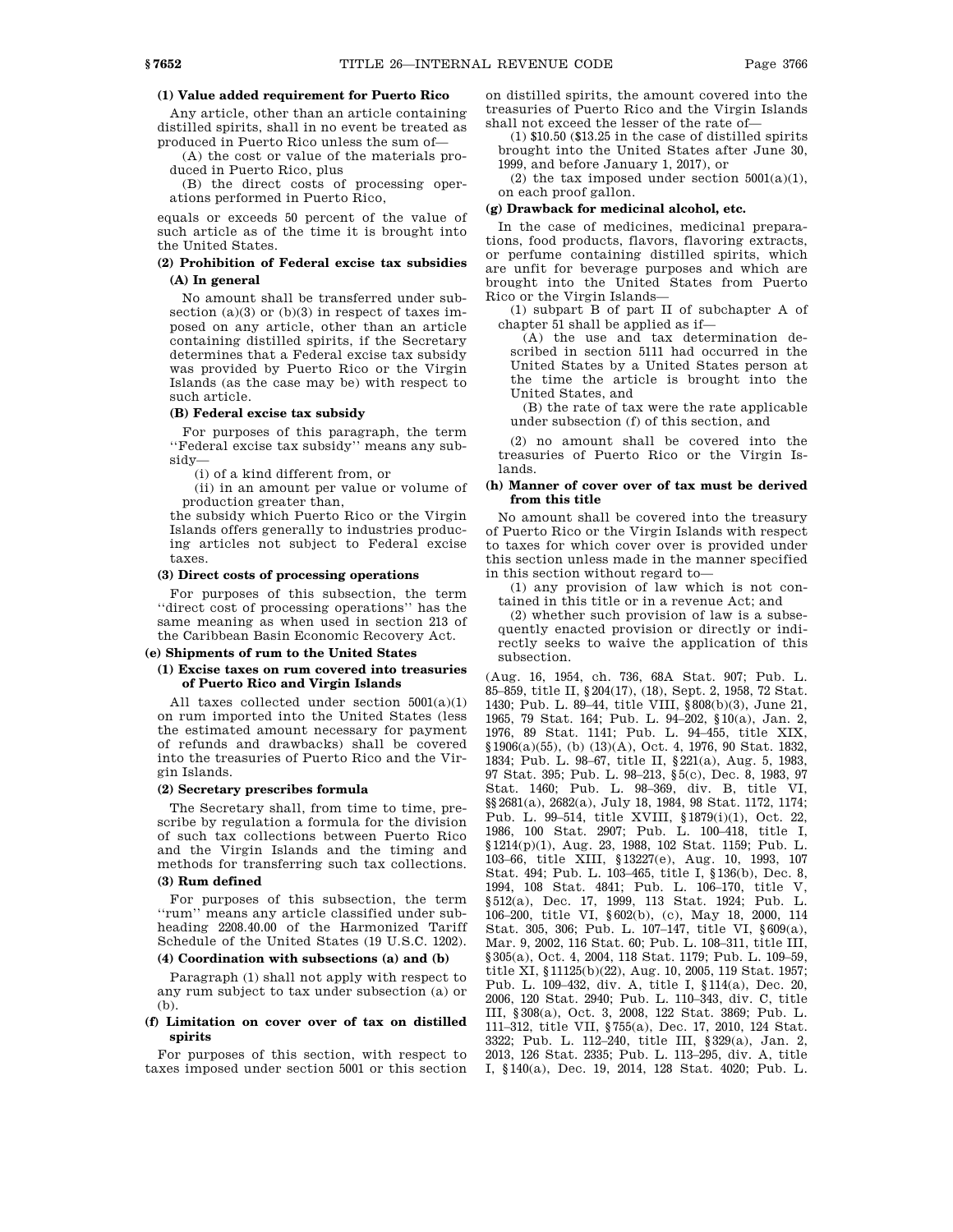**(1) Value added requirement for Puerto Rico**

Any article, other than an article containing distilled spirits, shall in no event be treated as produced in Puerto Rico unless the sum of—

(A) the cost or value of the materials produced in Puerto Rico, plus

(B) the direct costs of processing operations performed in Puerto Rico,

equals or exceeds 50 percent of the value of such article as of the time it is brought into the United States.

**(2) Prohibition of Federal excise tax subsidies**

**(A) In general**

No amount shall be transferred under subsection (a)(3) or (b)(3) in respect of taxes imposed on any article, other than an article containing distilled spirits, if the Secretary determines that a Federal excise tax subsidy was provided by Puerto Rico or the Virgin Islands (as the case may be) with respect to such article.

**(B) Federal excise tax subsidy**

For purposes of this paragraph, the term ''Federal excise tax subsidy'' means any subsidy—

(i) of a kind different from, or

(ii) in an amount per value or volume of production greater than,

the subsidy which Puerto Rico or the Virgin Islands offers generally to industries producing articles not subject to Federal excise taxes.

**(3) Direct costs of processing operations**

For purposes of this subsection, the term ''direct cost of processing operations'' has the same meaning as when used in section 213 of the Caribbean Basin Economic Recovery Act.

**(e) Shipments of rum to the United States**

**(1) Excise taxes on rum covered into treasuries of Puerto Rico and Virgin Islands**

All taxes collected under section 5001(a)(1) on rum imported into the United States (less the estimated amount necessary for payment of refunds and drawbacks) shall be covered into the treasuries of Puerto Rico and the Virgin Islands.

**(2) Secretary prescribes formula**

The Secretary shall, from time to time, prescribe by regulation a formula for the division of such tax collections between Puerto Rico and the Virgin Islands and the timing and methods for transferring such tax collections.

**(3) Rum defined**

For purposes of this subsection, the term ''rum'' means any article classified under subheading 2208.40.00 of the Harmonized Tariff Schedule of the United States (19 U.S.C. 1202).

**(4) Coordination with subsections (a) and (b)**

Paragraph (1) shall not apply with respect to any rum subject to tax under subsection (a) or (b).

**(f) Limitation on cover over of tax on distilled spirits**

For purposes of this section, with respect to taxes imposed under section 5001 or this section on distilled spirits, the amount covered into the treasuries of Puerto Rico and the Virgin Islands shall not exceed the lesser of the rate of—

(1) $10.50 ($13.25 in the case of distilled spirits brought into the United States after June 30, 1999, and before January 1, 2017), or

(2) the tax imposed under section 5001(a)(1),

on each proof gallon.

**(g) Drawback for medicinal alcohol, etc.**

In the case of medicines, medicinal preparations, food products, flavors, flavoring extracts, or perfume containing distilled spirits, which are unfit for beverage purposes and which are brought into the United States from Puerto Rico or the Virgin Islands—

(1) subpart B of part II of subchapter A of chapter 51 shall be applied as if—

(A) the use and tax determination described in section 5111 had occurred in the United States by a United States person at the time the article is brought into the United States, and

(B) the rate of tax were the rate applicable under subsection (f) of this section, and

(2) no amount shall be covered into the treasuries of Puerto Rico or the Virgin Islands.

**(h) Manner of cover over of tax must be derived from this title**

No amount shall be covered into the treasury of Puerto Rico or the Virgin Islands with respect to taxes for which cover over is provided under this section unless made in the manner specified in this section without regard to—

(1) any provision of law which is not contained in this title or in a revenue Act; and

(2) whether such provision of law is a subsequently enacted provision or directly or indirectly seeks to waive the application of this subsection.

(Aug. 16, 1954, ch. 736, 68A Stat. 907; Pub. L. 85–859, title II, §204(17), (18), Sept. 2, 1958, 72 Stat. 1430; Pub. L. 89–44, title VIII, §808(b)(3), June 21, 1965, 79 Stat. 164; Pub. L. 94–202, §10(a), Jan. 2, 1976, 89 Stat. 1141; Pub. L. 94–455, title XIX, §1906(a)(55), (b) (13)(A), Oct. 4, 1976, 90 Stat. 1832, 1834; Pub. L. 98–67, title II, §221(a), Aug. 5, 1983, 97 Stat. 395; Pub. L. 98–213, §5(c), Dec. 8, 1983, 97 Stat. 1460; Pub. L. 98–369, div. B, title VI, §§2681(a), 2682(a), July 18, 1984, 98 Stat. 1172, 1174; Pub. L. 99–514, title XVIII, §1879(i)(1), Oct. 22, 1986, 100 Stat. 2907; Pub. L. 100–418, title I, §1214(p)(1), Aug. 23, 1988, 102 Stat. 1159; Pub. L. 103–66, title XIII, §13227(e), Aug. 10, 1993, 107 Stat. 494; Pub. L. 103–465, title I, §136(b), Dec. 8, 1994, 108 Stat. 4841; Pub. L. 106–170, title V, §512(a), Dec. 17, 1999, 113 Stat. 1924; Pub. L. 106–200, title VI, §602(b), (c), May 18, 2000, 114 Stat. 305, 306; Pub. L. 107–147, title VI, §609(a), Mar. 9, 2002, 116 Stat. 60; Pub. L. 108–311, title III, §305(a), Oct. 4, 2004, 118 Stat. 1179; Pub. L. 109–59, title XI, §11125(b)(22), Aug. 10, 2005, 119 Stat. 1957; Pub. L. 109–432, div. A, title I, §114(a), Dec. 20, 2006, 120 Stat. 2940; Pub. L. 110–343, div. C, title III, §308(a), Oct. 3, 2008, 122 Stat. 3869; Pub. L. 111–312, title VII, §755(a), Dec. 17, 2010, 124 Stat. 3322; Pub. L. 112–240, title III, §329(a), Jan. 2, 2013, 126 Stat. 2335; Pub. L. 113–295, div. A, title I, §140(a), Dec. 19, 2014, 128 Stat. 4020; Pub. L.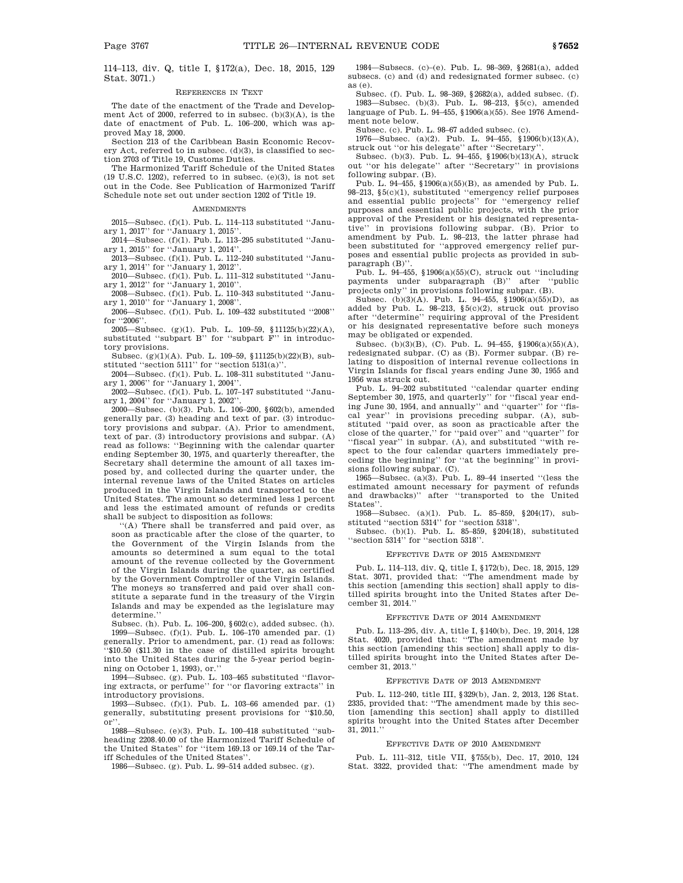114–113, div. Q, title I, §172(a), Dec. 18, 2015, 129 Stat. 3071.)

## REFERENCES IN TEXT

The date of the enactment of the Trade and Development Act of 2000, referred to in subsec. (b)(3)(A), is the date of enactment of Pub. L. 106–200, which was approved May 18, 2000.

Section 213 of the Caribbean Basin Economic Recovery Act, referred to in subsec. (d)(3), is classified to section 2703 of Title 19, Customs Duties.

The Harmonized Tariff Schedule of the United States (19 U.S.C. 1202), referred to in subsec. (e)(3), is not set out in the Code. See Publication of Harmonized Tariff Schedule note set out under section 1202 of Title 19.

## AMENDMENTS

2015—Subsec. (f)(1). Pub. L. 114–113 substituted "January 1, 2017" for "January 1, 2015".

2014—Subsec. (f)(1). Pub. L. 113–295 substituted "January 1, 2015" for "January 1, 2014".

2013—Subsec. (f)(1). Pub. L. 112–240 substituted "January 1, 2014" for "January 1, 2012".

2010—Subsec. (f)(1). Pub. L. 111–312 substituted "January 1, 2012" for "January 1, 2010".

2008—Subsec. (f)(1). Pub. L. 110–343 substituted "January 1, 2010" for "January 1, 2008".

2006—Subsec. (f)(1). Pub. L. 109–432 substituted "2008" for "2006".

2005—Subsec. (g)(1). Pub. L. 109–59, §11125(b)(22)(A), substituted "subpart B" for "subpart F" in introductory provisions.

Subsec. (g)(1)(A). Pub. L. 109–59, §11125(b)(22)(B), substituted "section 5111" for "section 5131(a)".

2004—Subsec. (f)(1). Pub. L. 108–311 substituted "January 1, 2006" for "January 1, 2004".

2002—Subsec. (f)(1). Pub. L. 107–147 substituted "January 1, 2004" for "January 1, 2002".

2000—Subsec. (b)(3). Pub. L. 106–200, §602(b), amended generally par. (3) heading and text of par. (3) introductory provisions and subpar. (A). Prior to amendment, text of par. (3) introductory provisions and subpar. (A) read as follows: "Beginning with the calendar quarter ending September 30, 1975, and quarterly thereafter, the Secretary shall determine the amount of all taxes imposed by, and collected during the quarter under, the internal revenue laws of the United States on articles produced in the Virgin Islands and transported to the United States. The amount so determined less 1 percent and less the estimated amount of refunds or credits shall be subject to disposition as follows:

"(A) There shall be transferred and paid over, as soon as practicable after the close of the quarter, to the Government of the Virgin Islands from the amounts so determined a sum equal to the total amount of the revenue collected by the Government of the Virgin Islands during the quarter, as certified by the Government Comptroller of the Virgin Islands. The moneys so transferred and paid over shall constitute a separate fund in the treasury of the Virgin Islands and may be expended as the legislature may determine."

Subsec. (h). Pub. L. 106–200, §602(c), added subsec. (h).

1999—Subsec. (f)(1). Pub. L. 106–170 amended par. (1) generally. Prior to amendment, par. (1) read as follows: "$10.50 ($11.30 in the case of distilled spirits brought into the United States during the 5-year period beginning on October 1, 1993), or."

1994—Subsec. (g). Pub. L. 103–465 substituted "flavoring extracts, or perfume" for "or flavoring extracts" in introductory provisions.

1993—Subsec. (f)(1). Pub. L. 103–66 amended par. (1) generally, substituting present provisions for "$10.50, or".

1988—Subsec. (e)(3). Pub. L. 100–418 substituted "subheading 2208.40.00 of the Harmonized Tariff Schedule of the United States" for "item 169.13 or 169.14 of the Tariff Schedules of the United States".

1986—Subsec. (g). Pub. L. 99–514 added subsec. (g).

1984—Subsecs. (c)–(e). Pub. L. 98–369, §2681(a), added subsecs. (c) and (d) and redesignated former subsec. (c) as (e).

Subsec. (f). Pub. L. 98–369, §2682(a), added subsec. (f).

1983—Subsec. (b)(3). Pub. L. 98–213, §5(c), amended language of Pub. L. 94–455, §1906(a)(55). See 1976 Amendment note below.

Subsec. (c). Pub. L. 98–67 added subsec. (c).

1976—Subsec. (a)(2). Pub. L. 94–455, §1906(b)(13)(A), struck out "or his delegate" after "Secretary".

Subsec. (b)(3). Pub. L. 94–455, §1906(b)(13)(A), struck out "or his delegate" after "Secretary" in provisions following subpar. (B).

Pub. L. 94–455, §1906(a)(55)(B), as amended by Pub. L. 98–213, §5(c)(1), substituted "emergency relief purposes and essential public projects" for "emergency relief purposes and essential public projects, with the prior approval of the President or his designated representative" in provisions following subpar. (B). Prior to amendment by Pub. L. 98–213, the latter phrase had been substituted for "approved emergency relief purposes and essential public projects as provided in subparagraph (B)".

Pub. L. 94–455, §1906(a)(55)(C), struck out "including payments under subparagraph (B)" after "public projects only" in provisions following subpar. (B).

Subsec. (b)(3)(A). Pub. L. 94–455, §1906(a)(55)(D), as added by Pub. L. 98–213, §5(c)(2), struck out proviso after "determine" requiring approval of the President or his designated representative before such moneys may be obligated or expended.

Subsec. (b)(3)(B), (C). Pub. L. 94–455, §1906(a)(55)(A), redesignated subpar. (C) as (B). Former subpar. (B) relating to disposition of internal revenue collections in Virgin Islands for fiscal years ending June 30, 1955 and 1956 was struck out.

Pub. L. 94–202 substituted "calendar quarter ending September 30, 1975, and quarterly" for "fiscal year ending June 30, 1954, and annually" and "quarter" for "fiscal year" in provisions preceding subpar. (A), substituted "paid over, as soon as practicable after the close of the quarter," for "paid over" and "quarter" for "fiscal year" in subpar. (A), and substituted "with respect to the four calendar quarters immediately preceding the beginning" for "at the beginning" in provisions following subpar. (C).

1965—Subsec. (a)(3). Pub. L. 89–44 inserted "(less the estimated amount necessary for payment of refunds and drawbacks)" after "transported to the United States".

1958—Subsec. (a)(1). Pub. L. 85–859, §204(17), substituted "section 5314" for "section 5318".

Subsec. (b)(1). Pub. L. 85–859, §204(18), substituted "section 5314" for "section 5318".

## EFFECTIVE DATE OF 2015 AMENDMENT

Pub. L. 114–113, div. Q, title I, §172(b), Dec. 18, 2015, 129 Stat. 3071, provided that: "The amendment made by this section [amending this section] shall apply to distilled spirits brought into the United States after December 31, 2014."

## EFFECTIVE DATE OF 2014 AMENDMENT

Pub. L. 113–295, div. A, title I, §140(b), Dec. 19, 2014, 128 Stat. 4020, provided that: "The amendment made by this section [amending this section] shall apply to distilled spirits brought into the United States after December 31, 2013."

## EFFECTIVE DATE OF 2013 AMENDMENT

Pub. L. 112–240, title III, §329(b), Jan. 2, 2013, 126 Stat. 2335, provided that: "The amendment made by this section [amending this section] shall apply to distilled spirits brought into the United States after December 31, 2011."

## EFFECTIVE DATE OF 2010 AMENDMENT

Pub. L. 111–312, title VII, §755(b), Dec. 17, 2010, 124 Stat. 3322, provided that: "The amendment made by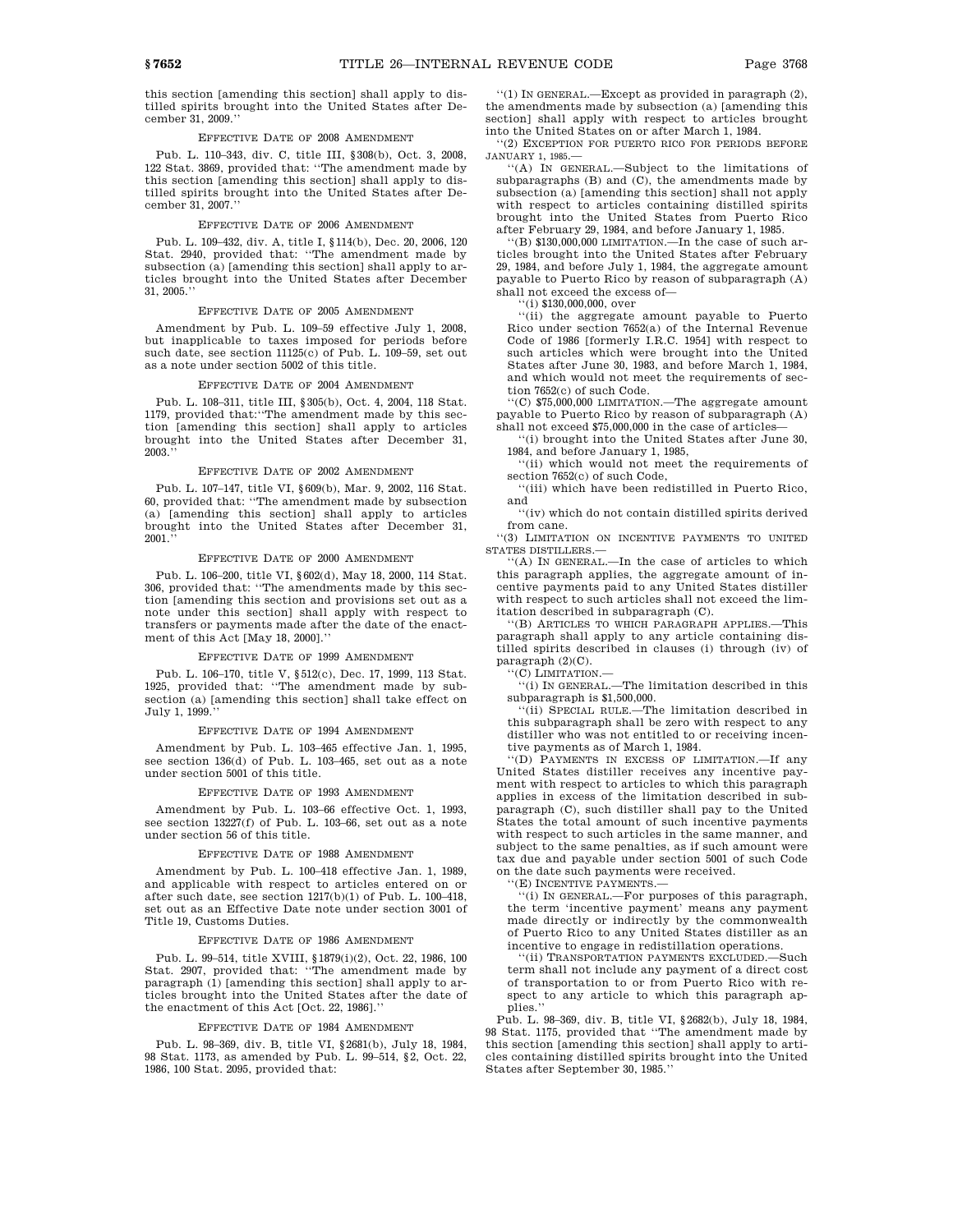this section [amending this section] shall apply to distilled spirits brought into the United States after December 31, 2009.''

### EFFECTIVE DATE OF 2008 AMENDMENT

Pub. L. 110–343, div. C, title III, §308(b), Oct. 3, 2008, 122 Stat. 3869, provided that: ''The amendment made by this section [amending this section] shall apply to distilled spirits brought into the United States after December 31, 2007.''

### EFFECTIVE DATE OF 2006 AMENDMENT

Pub. L. 109–432, div. A, title I, §114(b), Dec. 20, 2006, 120 Stat. 2940, provided that: ''The amendment made by subsection (a) [amending this section] shall apply to articles brought into the United States after December 31, 2005.''

### EFFECTIVE DATE OF 2005 AMENDMENT

Amendment by Pub. L. 109–59 effective July 1, 2008, but inapplicable to taxes imposed for periods before such date, see section 11125(c) of Pub. L. 109–59, set out as a note under section 5002 of this title.

### EFFECTIVE DATE OF 2004 AMENDMENT

Pub. L. 108–311, title III, §305(b), Oct. 4, 2004, 118 Stat. 1179, provided that:''The amendment made by this section [amending this section] shall apply to articles brought into the United States after December 31, 2003.''

### EFFECTIVE DATE OF 2002 AMENDMENT

Pub. L. 107–147, title VI, §609(b), Mar. 9, 2002, 116 Stat. 60, provided that: ''The amendment made by subsection (a) [amending this section] shall apply to articles brought into the United States after December 31, 2001.''

### EFFECTIVE DATE OF 2000 AMENDMENT

Pub. L. 106–200, title VI, §602(d), May 18, 2000, 114 Stat. 306, provided that: ''The amendments made by this section [amending this section and provisions set out as a note under this section] shall apply with respect to transfers or payments made after the date of the enactment of this Act [May 18, 2000].''

### EFFECTIVE DATE OF 1999 AMENDMENT

Pub. L. 106–170, title V, §512(c), Dec. 17, 1999, 113 Stat. 1925, provided that: ''The amendment made by subsection (a) [amending this section] shall take effect on July 1, 1999.''

### EFFECTIVE DATE OF 1994 AMENDMENT

Amendment by Pub. L. 103–465 effective Jan. 1, 1995, see section 136(d) of Pub. L. 103–465, set out as a note under section 5001 of this title.

### EFFECTIVE DATE OF 1993 AMENDMENT

Amendment by Pub. L. 103–66 effective Oct. 1, 1993, see section 13227(f) of Pub. L. 103–66, set out as a note under section 56 of this title.

### EFFECTIVE DATE OF 1988 AMENDMENT

Amendment by Pub. L. 100–418 effective Jan. 1, 1989, and applicable with respect to articles entered on or after such date, see section 1217(b)(1) of Pub. L. 100–418, set out as an Effective Date note under section 3001 of Title 19, Customs Duties.

### EFFECTIVE DATE OF 1986 AMENDMENT

Pub. L. 99–514, title XVIII, §1879(i)(2), Oct. 22, 1986, 100 Stat. 2907, provided that: ''The amendment made by paragraph (1) [amending this section] shall apply to articles brought into the United States after the date of the enactment of this Act [Oct. 22, 1986].''

### EFFECTIVE DATE OF 1984 AMENDMENT

Pub. L. 98–369, div. B, title VI, §2681(b), July 18, 1984, 98 Stat. 1173, as amended by Pub. L. 99–514, §2, Oct. 22, 1986, 100 Stat. 2095, provided that:

''(1) IN GENERAL.—Except as provided in paragraph (2), the amendments made by subsection (a) [amending this section] shall apply with respect to articles brought into the United States on or after March 1, 1984.

''(2) EXCEPTION FOR PUERTO RICO FOR PERIODS BEFORE JANUARY 1, 1985.—

''(A) IN GENERAL.—Subject to the limitations of subparagraphs (B) and (C), the amendments made by subsection (a) [amending this section] shall not apply with respect to articles containing distilled spirits brought into the United States from Puerto Rico after February 29, 1984, and before January 1, 1985.

''(B) $130,000,000 LIMITATION.—In the case of such articles brought into the United States after February 29, 1984, and before July 1, 1984, the aggregate amount payable to Puerto Rico by reason of subparagraph (A) shall not exceed the excess of—

''(i) $130,000,000, over

''(ii) the aggregate amount payable to Puerto Rico under section 7652(a) of the Internal Revenue Code of 1986 [formerly I.R.C. 1954] with respect to such articles which were brought into the United States after June 30, 1983, and before March 1, 1984, and which would not meet the requirements of section 7652(c) of such Code.

''(C) $75,000,000 LIMITATION.—The aggregate amount payable to Puerto Rico by reason of subparagraph (A) shall not exceed $75,000,000 in the case of articles—

''(i) brought into the United States after June 30, 1984, and before January 1, 1985,

''(ii) which would not meet the requirements of section 7652(c) of such Code,

''(iii) which have been redistilled in Puerto Rico, and

''(iv) which do not contain distilled spirits derived from cane.

''(3) LIMITATION ON INCENTIVE PAYMENTS TO UNITED STATES DISTILLERS.—

''(A) IN GENERAL.—In the case of articles to which this paragraph applies, the aggregate amount of incentive payments paid to any United States distiller with respect to such articles shall not exceed the limitation described in subparagraph (C).

''(B) ARTICLES TO WHICH PARAGRAPH APPLIES.—This paragraph shall apply to any article containing distilled spirits described in clauses (i) through (iv) of paragraph (2)(C).

''(C) LIMITATION.—

''(i) IN GENERAL.—The limitation described in this subparagraph is $1,500,000.

''(ii) SPECIAL RULE.—The limitation described in this subparagraph shall be zero with respect to any distiller who was not entitled to or receiving incentive payments as of March 1, 1984.

''(D) PAYMENTS IN EXCESS OF LIMITATION.—If any United States distiller receives any incentive payment with respect to articles to which this paragraph applies in excess of the limitation described in subparagraph (C), such distiller shall pay to the United States the total amount of such incentive payments with respect to such articles in the same manner, and subject to the same penalties, as if such amount were tax due and payable under section 5001 of such Code on the date such payments were received.

''(E) INCENTIVE PAYMENTS.—

''(i) IN GENERAL.—For purposes of this paragraph, the term 'incentive payment' means any payment made directly or indirectly by the commonwealth of Puerto Rico to any United States distiller as an incentive to engage in redistillation operations.

''(ii) TRANSPORTATION PAYMENTS EXCLUDED.—Such term shall not include any payment of a direct cost of transportation to or from Puerto Rico with respect to any article to which this paragraph applies.''

Pub. L. 98–369, div. B, title VI, §2682(b), July 18, 1984, 98 Stat. 1175, provided that ''The amendment made by this section [amending this section] shall apply to articles containing distilled spirits brought into the United States after September 30, 1985.''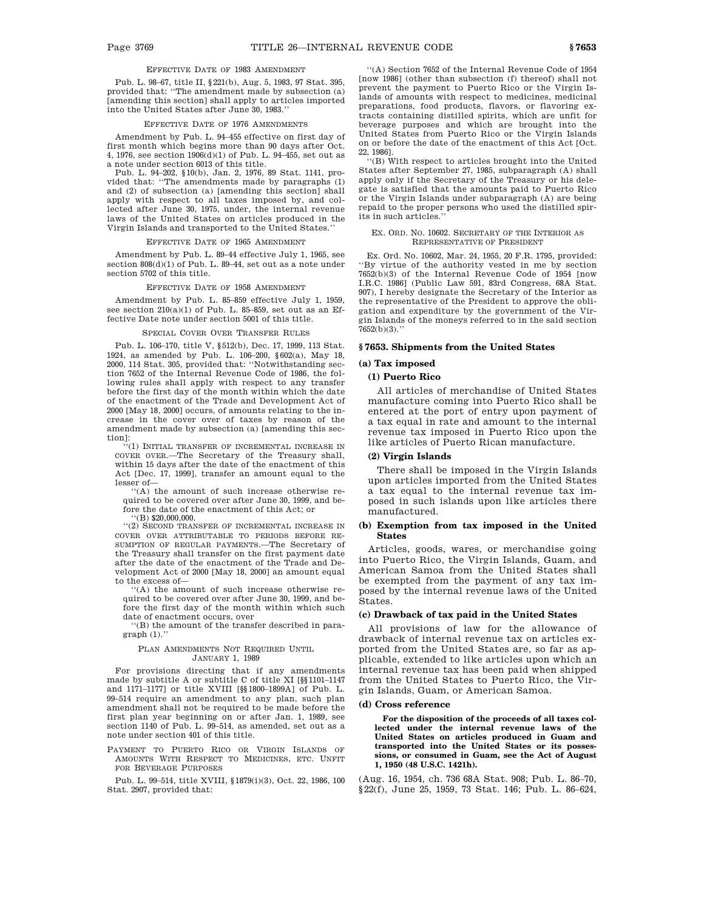EFFECTIVE DATE OF 1983 AMENDMENT

Pub. L. 98–67, title II, §221(b), Aug. 5, 1983, 97 Stat. 395, provided that: ''The amendment made by subsection (a) [amending this section] shall apply to articles imported into the United States after June 30, 1983.''

EFFECTIVE DATE OF 1976 AMENDMENTS

Amendment by Pub. L. 94–455 effective on first day of first month which begins more than 90 days after Oct. 4, 1976, see section 1906(d)(1) of Pub. L. 94–455, set out as a note under section 6013 of this title.

Pub. L. 94–202, §10(b), Jan. 2, 1976, 89 Stat. 1141, provided that: ''The amendments made by paragraphs (1) and (2) of subsection (a) [amending this section] shall apply with respect to all taxes imposed by, and collected after June 30, 1975, under, the internal revenue laws of the United States on articles produced in the Virgin Islands and transported to the United States.''

EFFECTIVE DATE OF 1965 AMENDMENT

Amendment by Pub. L. 89–44 effective July 1, 1965, see section 808(d)(1) of Pub. L. 89–44, set out as a note under section 5702 of this title.

EFFECTIVE DATE OF 1958 AMENDMENT

Amendment by Pub. L. 85–859 effective July 1, 1959, see section 210(a)(1) of Pub. L. 85–859, set out as an Effective Date note under section 5001 of this title.

SPECIAL COVER OVER TRANSFER RULES

Pub. L. 106–170, title V, §512(b), Dec. 17, 1999, 113 Stat. 1924, as amended by Pub. L. 106–200, §602(a), May 18, 2000, 114 Stat. 305, provided that: ''Notwithstanding section 7652 of the Internal Revenue Code of 1986, the following rules shall apply with respect to any transfer before the first day of the month within which the date of the enactment of the Trade and Development Act of 2000 [May 18, 2000] occurs, of amounts relating to the increase in the cover over of taxes by reason of the amendment made by subsection (a) [amending this section]:

''(1) INITIAL TRANSFER OF INCREMENTAL INCREASE IN COVER OVER.—The Secretary of the Treasury shall, within 15 days after the date of the enactment of this Act [Dec. 17, 1999], transfer an amount equal to the lesser of—

''(A) the amount of such increase otherwise required to be covered over after June 30, 1999, and before the date of the enactment of this Act; or

''(B) $20,000,000.

''(2) SECOND TRANSFER OF INCREMENTAL INCREASE IN COVER OVER ATTRIBUTABLE TO PERIODS BEFORE RESUMPTION OF REGULAR PAYMENTS.—The Secretary of the Treasury shall transfer on the first payment date after the date of the enactment of the Trade and Development Act of 2000 [May 18, 2000] an amount equal to the excess of—

''(A) the amount of such increase otherwise required to be covered over after June 30, 1999, and before the first day of the month within which such date of enactment occurs, over

''(B) the amount of the transfer described in paragraph (1).''

PLAN AMENDMENTS NOT REQUIRED UNTIL JANUARY 1, 1989

For provisions directing that if any amendments made by subtitle A or subtitle C of title XI [§§1101–1147 and 1171–1177] or title XVIII [§§1800–1899A] of Pub. L. 99–514 require an amendment to any plan, such plan amendment shall not be required to be made before the first plan year beginning on or after Jan. 1, 1989, see section 1140 of Pub. L. 99–514, as amended, set out as a note under section 401 of this title.

PAYMENT TO PUERTO RICO OR VIRGIN ISLANDS OF AMOUNTS WITH RESPECT TO MEDICINES, ETC. UNFIT FOR BEVERAGE PURPOSES

Pub. L. 99–514, title XVIII, §1879(i)(3), Oct. 22, 1986, 100 Stat. 2907, provided that:

''(A) Section 7652 of the Internal Revenue Code of 1954 [now 1986] (other than subsection (f) thereof) shall not prevent the payment to Puerto Rico or the Virgin Islands of amounts with respect to medicines, medicinal preparations, food products, flavors, or flavoring extracts containing distilled spirits, which are unfit for beverage purposes and which are brought into the United States from Puerto Rico or the Virgin Islands on or before the date of the enactment of this Act [Oct. 22, 1986].

''(B) With respect to articles brought into the United States after September 27, 1985, subparagraph (A) shall apply only if the Secretary of the Treasury or his delegate is satisfied that the amounts paid to Puerto Rico or the Virgin Islands under subparagraph (A) are being repaid to the proper persons who used the distilled spirits in such articles.''

EX. ORD. NO. 10602. SECRETARY OF THE INTERIOR AS REPRESENTATIVE OF PRESIDENT

Ex. Ord. No. 10602, Mar. 24, 1955, 20 F.R. 1795, provided: ''By virtue of the authority vested in me by section 7652(b)(3) of the Internal Revenue Code of 1954 [now I.R.C. 1986] (Public Law 591, 83rd Congress, 68A Stat. 907), I hereby designate the Secretary of the Interior as the representative of the President to approve the obligation and expenditure by the government of the Virgin Islands of the moneys referred to in the said section 7652(b)(3).''

## §7653. Shipments from the United States

### (a) Tax imposed

#### (1) Puerto Rico

All articles of merchandise of United States manufacture coming into Puerto Rico shall be entered at the port of entry upon payment of a tax equal in rate and amount to the internal revenue tax imposed in Puerto Rico upon the like articles of Puerto Rican manufacture.

#### (2) Virgin Islands

There shall be imposed in the Virgin Islands upon articles imported from the United States a tax equal to the internal revenue tax imposed in such islands upon like articles there manufactured.

### (b) Exemption from tax imposed in the United States

Articles, goods, wares, or merchandise going into Puerto Rico, the Virgin Islands, Guam, and American Samoa from the United States shall be exempted from the payment of any tax imposed by the internal revenue laws of the United States.

### (c) Drawback of tax paid in the United States

All provisions of law for the allowance of drawback of internal revenue tax on articles exported from the United States are, so far as applicable, extended to like articles upon which an internal revenue tax has been paid when shipped from the United States to Puerto Rico, the Virgin Islands, Guam, or American Samoa.

### (d) Cross reference

**For the disposition of the proceeds of all taxes collected under the internal revenue laws of the United States on articles produced in Guam and transported into the United States or its possessions, or consumed in Guam, see the Act of August 1, 1950 (48 U.S.C. 1421h).**

(Aug. 16, 1954, ch. 736 68A Stat. 908; Pub. L. 86–70, §22(f), June 25, 1959, 73 Stat. 146; Pub. L. 86–624,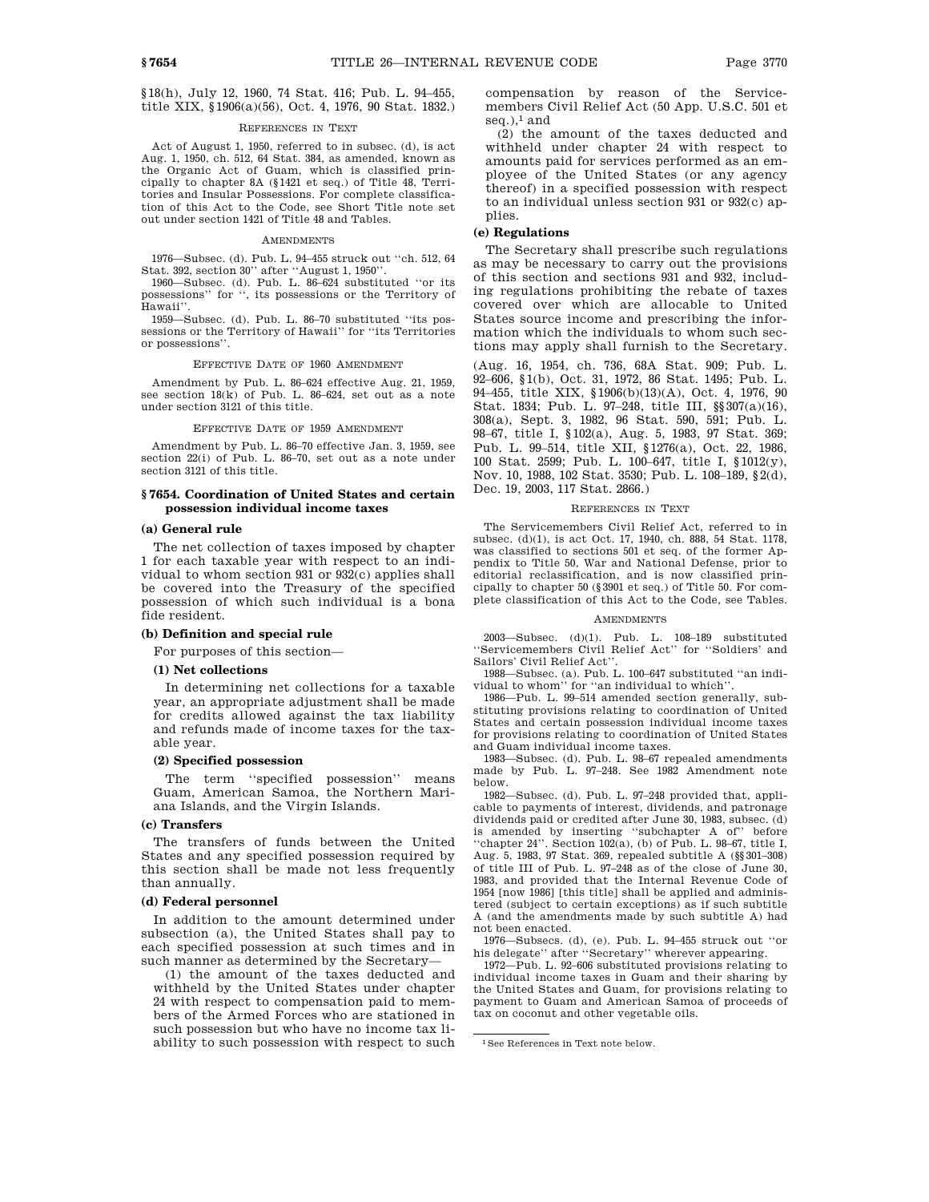§18(h), July 12, 1960, 74 Stat. 416; Pub. L. 94–455, title XIX, §1906(a)(56), Oct. 4, 1976, 90 Stat. 1832.)

REFERENCES IN TEXT

Act of August 1, 1950, referred to in subsec. (d), is act Aug. 1, 1950, ch. 512, 64 Stat. 384, as amended, known as the Organic Act of Guam, which is classified principally to chapter 8A (§1421 et seq.) of Title 48, Territories and Insular Possessions. For complete classification of this Act to the Code, see Short Title note set out under section 1421 of Title 48 and Tables.

AMENDMENTS

1976—Subsec. (d). Pub. L. 94–455 struck out ''ch. 512, 64 Stat. 392, section 30'' after ''August 1, 1950''.

1960—Subsec. (d). Pub. L. 86–624 substituted ''or its possessions'' for '', its possessions or the Territory of Hawaii''.

1959—Subsec. (d). Pub. L. 86–70 substituted ''its possessions or the Territory of Hawaii'' for ''its Territories or possessions''.

EFFECTIVE DATE OF 1960 AMENDMENT

Amendment by Pub. L. 86–624 effective Aug. 21, 1959, see section 18(k) of Pub. L. 86–624, set out as a note under section 3121 of this title.

EFFECTIVE DATE OF 1959 AMENDMENT

Amendment by Pub. L. 86–70 effective Jan. 3, 1959, see section 22(i) of Pub. L. 86–70, set out as a note under section 3121 of this title.

## §7654. Coordination of United States and certain possession individual income taxes

### (a) General rule

The net collection of taxes imposed by chapter 1 for each taxable year with respect to an individual to whom section 931 or 932(c) applies shall be covered into the Treasury of the specified possession of which such individual is a bona fide resident.

### (b) Definition and special rule

For purposes of this section—

#### (1) Net collections

In determining net collections for a taxable year, an appropriate adjustment shall be made for credits allowed against the tax liability and refunds made of income taxes for the taxable year.

#### (2) Specified possession

The term ''specified possession'' means Guam, American Samoa, the Northern Mariana Islands, and the Virgin Islands.

### (c) Transfers

The transfers of funds between the United States and any specified possession required by this section shall be made not less frequently than annually.

### (d) Federal personnel

In addition to the amount determined under subsection (a), the United States shall pay to each specified possession at such times and in such manner as determined by the Secretary—

(1) the amount of the taxes deducted and withheld by the United States under chapter 24 with respect to compensation paid to members of the Armed Forces who are stationed in such possession but who have no income tax liability to such possession with respect to such compensation by reason of the Servicemembers Civil Relief Act (50 App. U.S.C. 501 et seq.),[1] and

(2) the amount of the taxes deducted and withheld under chapter 24 with respect to amounts paid for services performed as an employee of the United States (or any agency thereof) in a specified possession with respect to an individual unless section 931 or 932(c) applies.

### (e) Regulations

The Secretary shall prescribe such regulations as may be necessary to carry out the provisions of this section and sections 931 and 932, including regulations prohibiting the rebate of taxes covered over which are allocable to United States source income and prescribing the information which the individuals to whom such sections may apply shall furnish to the Secretary.

(Aug. 16, 1954, ch. 736, 68A Stat. 909; Pub. L. 92–606, §1(b), Oct. 31, 1972, 86 Stat. 1495; Pub. L. 94–455, title XIX, §1906(b)(13)(A), Oct. 4, 1976, 90 Stat. 1834; Pub. L. 97–248, title III, §§307(a)(16), 308(a), Sept. 3, 1982, 96 Stat. 590, 591; Pub. L. 98–67, title I, §102(a), Aug. 5, 1983, 97 Stat. 369; Pub. L. 99–514, title XII, §1276(a), Oct. 22, 1986, 100 Stat. 2599; Pub. L. 100–647, title I, §1012(y), Nov. 10, 1988, 102 Stat. 3530; Pub. L. 108–189, §2(d), Dec. 19, 2003, 117 Stat. 2866.)

REFERENCES IN TEXT

The Servicemembers Civil Relief Act, referred to in subsec. (d)(1), is act Oct. 17, 1940, ch. 888, 54 Stat. 1178, was classified to sections 501 et seq. of the former Appendix to Title 50, War and National Defense, prior to editorial reclassification, and is now classified principally to chapter 50 (§3901 et seq.) of Title 50. For complete classification of this Act to the Code, see Tables.

AMENDMENTS

2003—Subsec. (d)(1). Pub. L. 108–189 substituted ''Servicemembers Civil Relief Act'' for ''Soldiers' and Sailors' Civil Relief Act''.

1988—Subsec. (a). Pub. L. 100–647 substituted ''an individual to whom'' for ''an individual to which''.

1986—Pub. L. 99–514 amended section generally, substituting provisions relating to coordination of United States and certain possession individual income taxes for provisions relating to coordination of United States and Guam individual income taxes.

1983—Subsec. (d). Pub. L. 98–67 repealed amendments made by Pub. L. 97–248. See 1982 Amendment note below.

1982—Subsec. (d). Pub. L. 97–248 provided that, applicable to payments of interest, dividends, and patronage dividends paid or credited after June 30, 1983, subsec. (d) is amended by inserting ''subchapter A of'' before ''chapter 24''. Section 102(a), (b) of Pub. L. 98–67, title I, Aug. 5, 1983, 97 Stat. 369, repealed subtitle A (§§301–308) of title III of Pub. L. 97–248 as of the close of June 30, 1983, and provided that the Internal Revenue Code of 1954 [now 1986] [this title] shall be applied and administered (subject to certain exceptions) as if such subtitle A (and the amendments made by such subtitle A) had not been enacted.

1976—Subsecs. (d), (e). Pub. L. 94–455 struck out ''or his delegate'' after ''Secretary'' wherever appearing.

1972—Pub. L. 92–606 substituted provisions relating to individual income taxes in Guam and their sharing by the United States and Guam, for provisions relating to payment to Guam and American Samoa of proceeds of tax on coconut and other vegetable oils.

[1] See References in Text note below.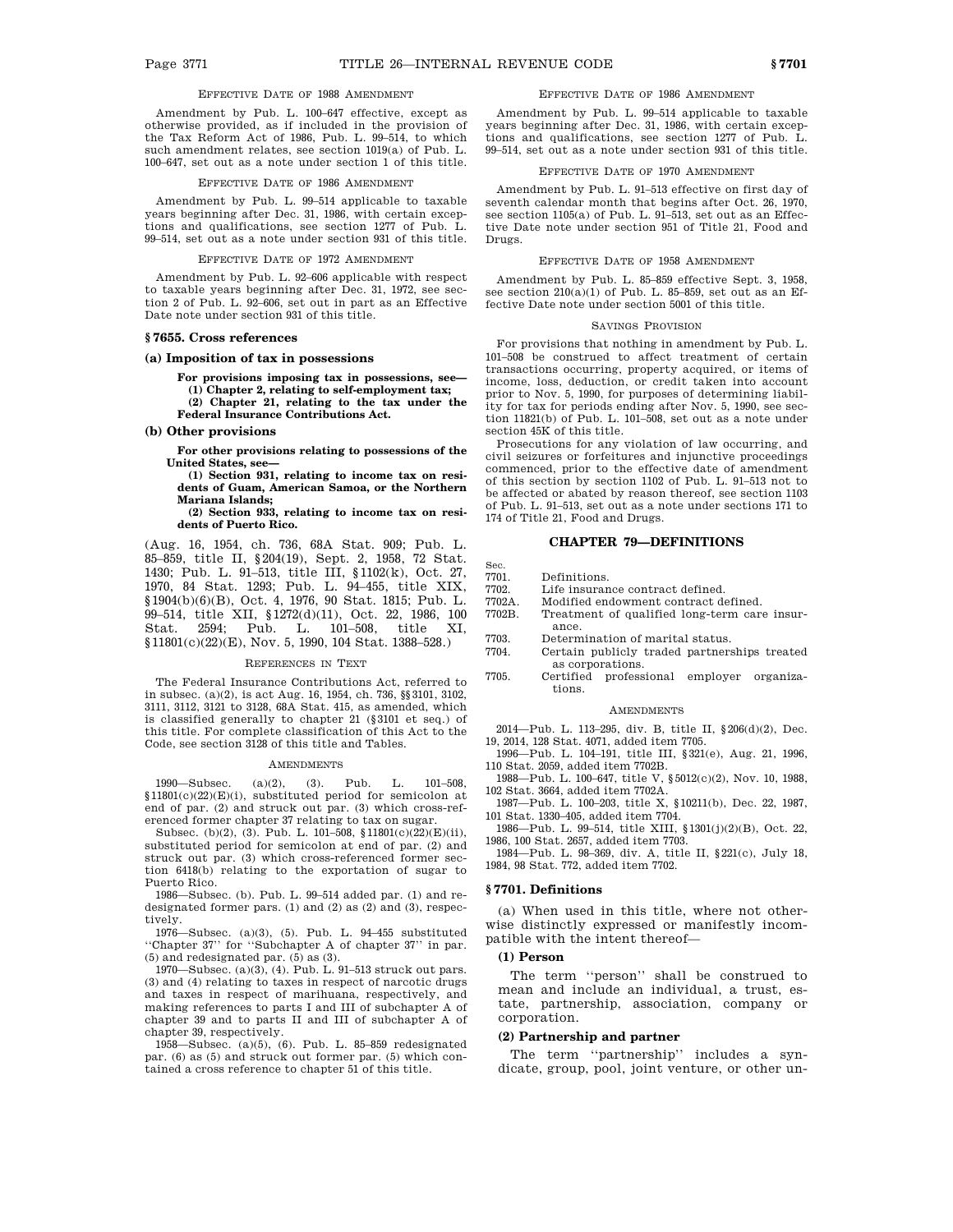EFFECTIVE DATE OF 1988 AMENDMENT

Amendment by Pub. L. 100–647 effective, except as otherwise provided, as if included in the provision of the Tax Reform Act of 1986, Pub. L. 99–514, to which such amendment relates, see section 1019(a) of Pub. L. 100–647, set out as a note under section 1 of this title.

EFFECTIVE DATE OF 1986 AMENDMENT

Amendment by Pub. L. 99–514 applicable to taxable years beginning after Dec. 31, 1986, with certain exceptions and qualifications, see section 1277 of Pub. L. 99–514, set out as a note under section 931 of this title.

EFFECTIVE DATE OF 1972 AMENDMENT

Amendment by Pub. L. 92–606 applicable with respect to taxable years beginning after Dec. 31, 1972, see section 2 of Pub. L. 92–606, set out in part as an Effective Date note under section 931 of this title.

### § 7655. Cross references

#### (a) Imposition of tax in possessions

**For provisions imposing tax in possessions, see—**

**(1) Chapter 2, relating to self-employment tax;**

**(2) Chapter 21, relating to the tax under the Federal Insurance Contributions Act.**

#### (b) Other provisions

**For other provisions relating to possessions of the United States, see—**

**(1) Section 931, relating to income tax on residents of Guam, American Samoa, or the Northern Mariana Islands;**

**(2) Section 933, relating to income tax on residents of Puerto Rico.**

(Aug. 16, 1954, ch. 736, 68A Stat. 909; Pub. L. 85–859, title II, §204(19), Sept. 2, 1958, 72 Stat. 1430; Pub. L. 91–513, title III, §1102(k), Oct. 27, 1970, 84 Stat. 1293; Pub. L. 94–455, title XIX, §1904(b)(6)(B), Oct. 4, 1976, 90 Stat. 1815; Pub. L. 99–514, title XII, §1272(d)(11), Oct. 22, 1986, 100 Stat. 2594; Pub. L. 101–508, title XI, §11801(c)(22)(E), Nov. 5, 1990, 104 Stat. 1388–528.)

REFERENCES IN TEXT

The Federal Insurance Contributions Act, referred to in subsec. (a)(2), is act Aug. 16, 1954, ch. 736, §§3101, 3102, 3111, 3112, 3121 to 3128, 68A Stat. 415, as amended, which is classified generally to chapter 21 (§3101 et seq.) of this title. For complete classification of this Act to the Code, see section 3128 of this title and Tables.

AMENDMENTS

1990—Subsec. (a)(2), (3). Pub. L. 101–508, §11801(c)(22)(E)(i), substituted period for semicolon at end of par. (2) and struck out par. (3) which cross-referenced former chapter 37 relating to tax on sugar.

Subsec. (b)(2), (3). Pub. L. 101–508, §11801(c)(22)(E)(ii), substituted period for semicolon at end of par. (2) and struck out par. (3) which cross-referenced former section 6418(b) relating to the exportation of sugar to Puerto Rico.

1986—Subsec. (b). Pub. L. 99–514 added par. (1) and redesignated former pars. (1) and (2) as (2) and (3), respectively.

1976—Subsec. (a)(3), (5). Pub. L. 94–455 substituted ''Chapter 37'' for ''Subchapter A of chapter 37'' in par. (5) and redesignated par. (5) as (3).

1970—Subsec. (a)(3), (4). Pub. L. 91–513 struck out pars. (3) and (4) relating to taxes in respect of narcotic drugs and taxes in respect of marihuana, respectively, and making references to parts I and III of subchapter A of chapter 39 and to parts II and III of subchapter A of chapter 39, respectively.

1958—Subsec. (a)(5), (6). Pub. L. 85–859 redesignated par. (6) as (5) and struck out former par. (5) which contained a cross reference to chapter 51 of this title.

EFFECTIVE DATE OF 1986 AMENDMENT

Amendment by Pub. L. 99–514 applicable to taxable years beginning after Dec. 31, 1986, with certain exceptions and qualifications, see section 1277 of Pub. L. 99–514, set out as a note under section 931 of this title.

EFFECTIVE DATE OF 1970 AMENDMENT

Amendment by Pub. L. 91–513 effective on first day of seventh calendar month that begins after Oct. 26, 1970, see section 1105(a) of Pub. L. 91–513, set out as an Effective Date note under section 951 of Title 21, Food and Drugs.

EFFECTIVE DATE OF 1958 AMENDMENT

Amendment by Pub. L. 85–859 effective Sept. 3, 1958, see section 210(a)(1) of Pub. L. 85–859, set out as an Effective Date note under section 5001 of this title.

SAVINGS PROVISION

For provisions that nothing in amendment by Pub. L. 101–508 be construed to affect treatment of certain transactions occurring, property acquired, or items of income, loss, deduction, or credit taken into account prior to Nov. 5, 1990, for purposes of determining liability for tax for periods ending after Nov. 5, 1990, see section 11821(b) of Pub. L. 101–508, set out as a note under section 45K of this title.

Prosecutions for any violation of law occurring, and civil seizures or forfeitures and injunctive proceedings commenced, prior to the effective date of amendment of this section by section 1102 of Pub. L. 91–513 not to be affected or abated by reason thereof, see section 1103 of Pub. L. 91–513, set out as a note under sections 171 to 174 of Title 21, Food and Drugs.

## CHAPTER 79—DEFINITIONS

| Sec. | |
|---|---|
| 7701. | Definitions. |
| 7702. | Life insurance contract defined. |
| 7702A. | Modified endowment contract defined. |
| 7702B. | Treatment of qualified long-term care insurance. |
| 7703. | Determination of marital status. |
| 7704. | Certain publicly traded partnerships treated as corporations. |
| 7705. | Certified professional employer organizations. |

AMENDMENTS

2014—Pub. L. 113–295, div. B, title II, §206(d)(2), Dec. 19, 2014, 128 Stat. 4071, added item 7705.

1996—Pub. L. 104–191, title III, §321(e), Aug. 21, 1996, 110 Stat. 2059, added item 7702B.

1988—Pub. L. 100–647, title V, §5012(c)(2), Nov. 10, 1988, 102 Stat. 3664, added item 7702A.

1987—Pub. L. 100–203, title X, §10211(b), Dec. 22, 1987, 101 Stat. 1330–405, added item 7704.

1986—Pub. L. 99–514, title XIII, §1301(j)(2)(B), Oct. 22, 1986, 100 Stat. 2657, added item 7703.

1984—Pub. L. 98–369, div. A, title II, §221(c), July 18, 1984, 98 Stat. 772, added item 7702.

### § 7701. Definitions

(a) When used in this title, where not otherwise distinctly expressed or manifestly incompatible with the intent thereof—

#### (1) Person

The term ''person'' shall be construed to mean and include an individual, a trust, estate, partnership, association, company or corporation.

#### (2) Partnership and partner

The term ''partnership'' includes a syndicate, group, pool, joint venture, or other un-